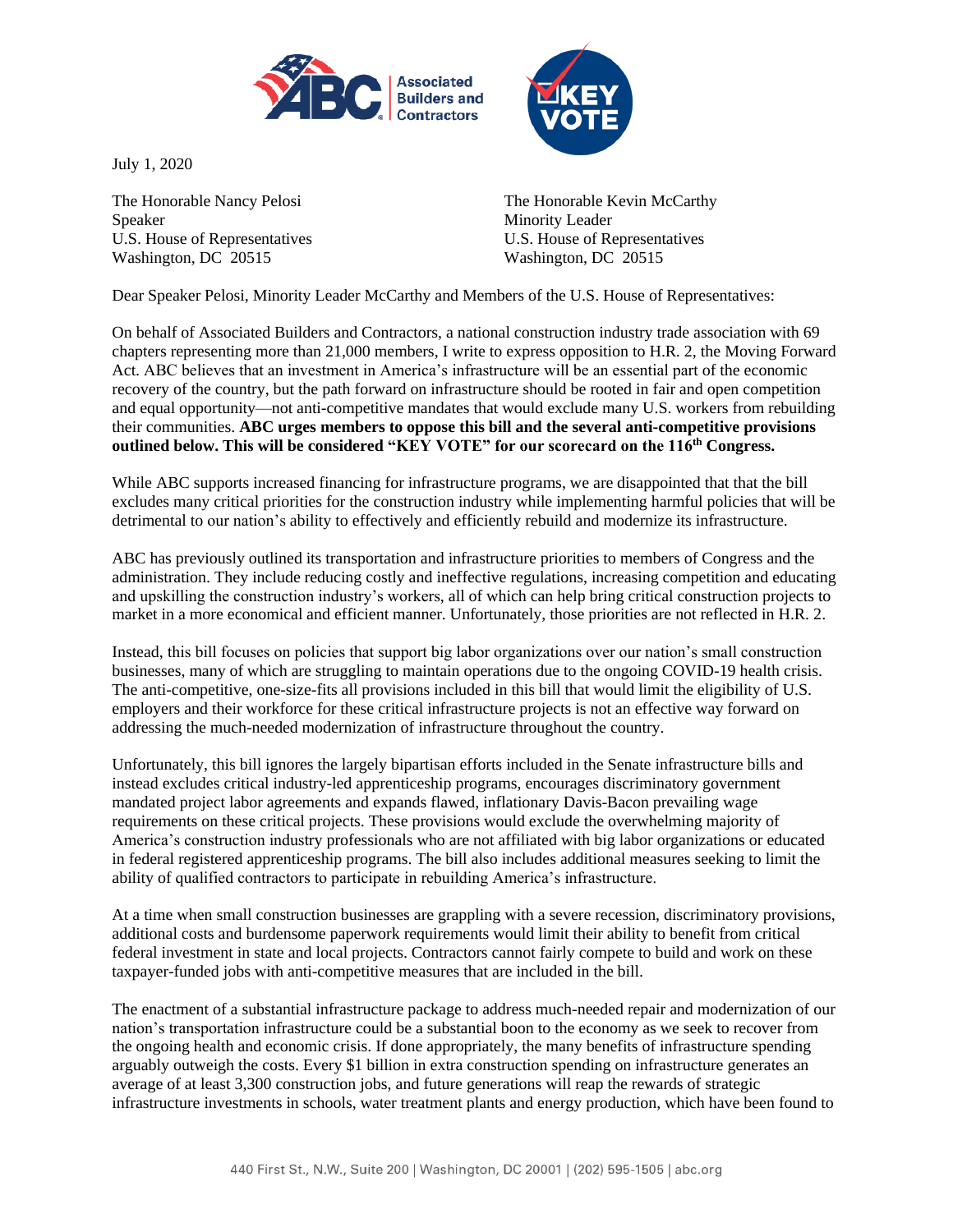July 1, 2020

The Honorable Nancy Pelosi
Speaker
U.S. House of Representatives
Washington, DC 20515

The Honorable Kevin McCarthy
Minority Leader
U.S. House of Representatives
Washington, DC 20515

Dear Speaker Pelosi, Minority Leader McCarthy and Members of the U.S. House of Representatives:

On behalf of Associated Builders and Contractors, a national construction industry trade association with 69 chapters representing more than 21,000 members, I write to express opposition to H.R. 2, the Moving Forward Act. ABC believes that an investment in America's infrastructure will be an essential part of the economic recovery of the country, but the path forward on infrastructure should be rooted in fair and open competition and equal opportunity—not anti-competitive mandates that would exclude many U.S. workers from rebuilding their communities. **ABC urges members to oppose this bill and the several anti-competitive provisions outlined below. This will be considered "KEY VOTE" for our scorecard on the 116th Congress.**

While ABC supports increased financing for infrastructure programs, we are disappointed that that the bill excludes many critical priorities for the construction industry while implementing harmful policies that will be detrimental to our nation's ability to effectively and efficiently rebuild and modernize its infrastructure.

ABC has previously outlined its transportation and infrastructure priorities to members of Congress and the administration. They include reducing costly and ineffective regulations, increasing competition and educating and upskilling the construction industry's workers, all of which can help bring critical construction projects to market in a more economical and efficient manner. Unfortunately, those priorities are not reflected in H.R. 2.

Instead, this bill focuses on policies that support big labor organizations over our nation's small construction businesses, many of which are struggling to maintain operations due to the ongoing COVID-19 health crisis. The anti-competitive, one-size-fits all provisions included in this bill that would limit the eligibility of U.S. employers and their workforce for these critical infrastructure projects is not an effective way forward on addressing the much-needed modernization of infrastructure throughout the country.

Unfortunately, this bill ignores the largely bipartisan efforts included in the Senate infrastructure bills and instead excludes critical industry-led apprenticeship programs, encourages discriminatory government mandated project labor agreements and expands flawed, inflationary Davis-Bacon prevailing wage requirements on these critical projects. These provisions would exclude the overwhelming majority of America's construction industry professionals who are not affiliated with big labor organizations or educated in federal registered apprenticeship programs. The bill also includes additional measures seeking to limit the ability of qualified contractors to participate in rebuilding America's infrastructure.

At a time when small construction businesses are grappling with a severe recession, discriminatory provisions, additional costs and burdensome paperwork requirements would limit their ability to benefit from critical federal investment in state and local projects. Contractors cannot fairly compete to build and work on these taxpayer-funded jobs with anti-competitive measures that are included in the bill.

The enactment of a substantial infrastructure package to address much-needed repair and modernization of our nation's transportation infrastructure could be a substantial boon to the economy as we seek to recover from the ongoing health and economic crisis. If done appropriately, the many benefits of infrastructure spending arguably outweigh the costs. Every $1 billion in extra construction spending on infrastructure generates an average of at least 3,300 construction jobs, and future generations will reap the rewards of strategic infrastructure investments in schools, water treatment plants and energy production, which have been found to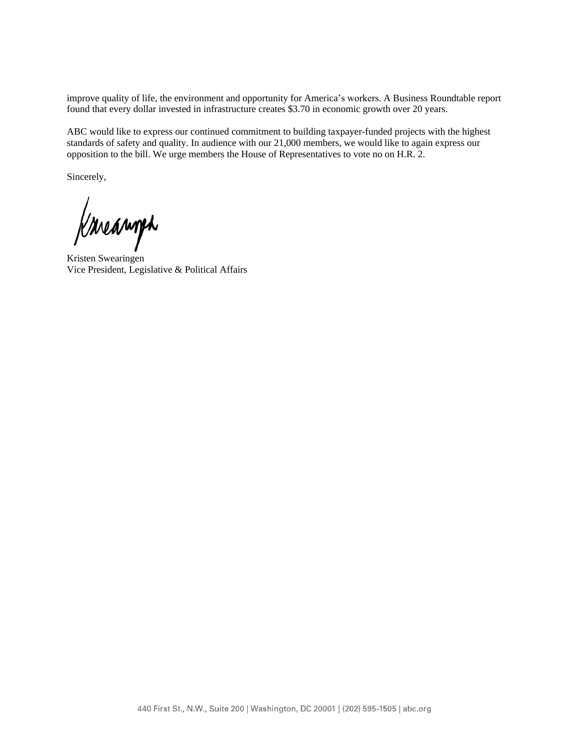improve quality of life, the environment and opportunity for America's workers. A Business Roundtable report found that every dollar invested in infrastructure creates $3.70 in economic growth over 20 years.

ABC would like to express our continued commitment to building taxpayer-funded projects with the highest standards of safety and quality. In audience with our 21,000 members, we would like to again express our opposition to the bill. We urge members the House of Representatives to vote no on H.R. 2.

Sincerely,

Kristen Swearingen
Vice President, Legislative & Political Affairs